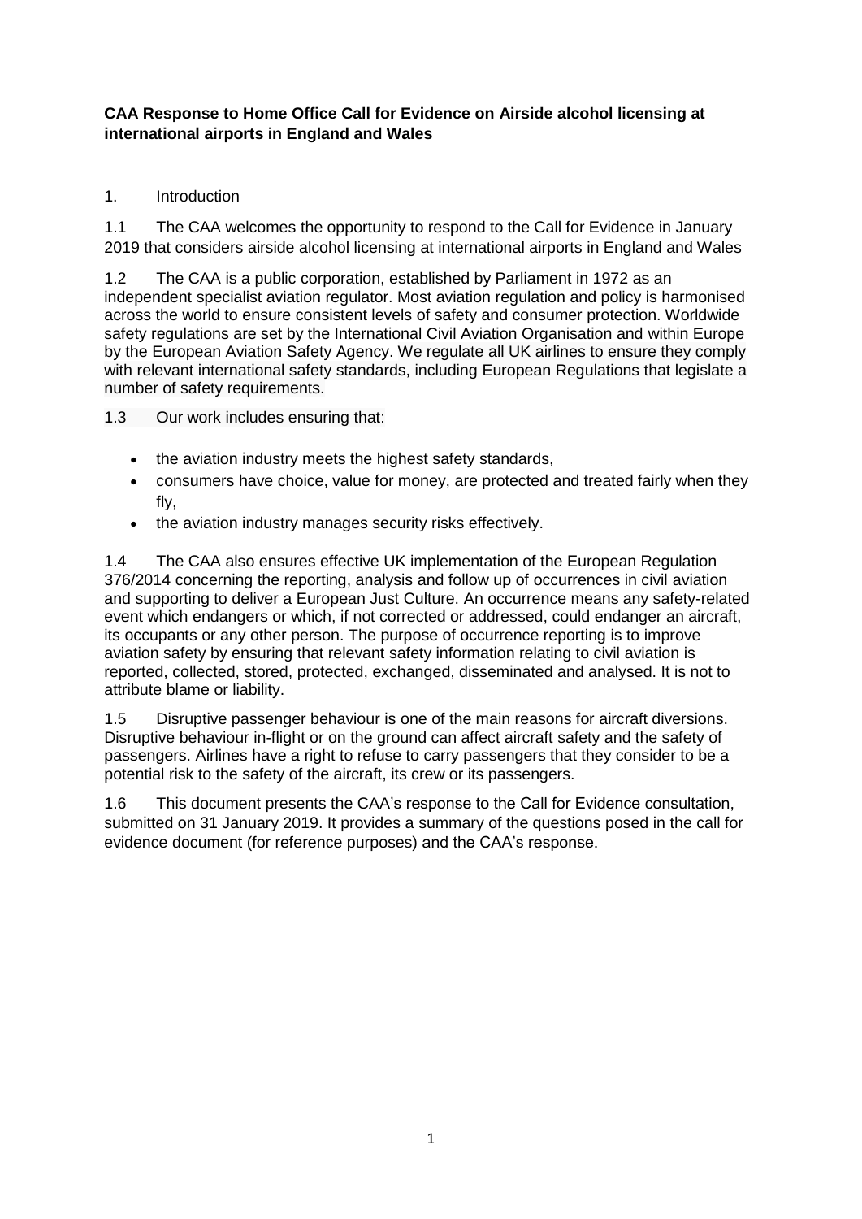**CAA Response to Home Office Call for Evidence on Airside alcohol licensing at international airports in England and Wales**

1. Introduction

1.1 The CAA welcomes the opportunity to respond to the Call for Evidence in January 2019 that considers airside alcohol licensing at international airports in England and Wales

1.2 The CAA is a public corporation, established by Parliament in 1972 as an independent specialist aviation regulator. Most aviation regulation and policy is harmonised across the world to ensure consistent levels of safety and consumer protection. Worldwide safety regulations are set by the International Civil Aviation Organisation and within Europe by the European Aviation Safety Agency. We regulate all UK airlines to ensure they comply with relevant international safety standards, including European Regulations that legislate a number of safety requirements.

1.3 Our work includes ensuring that:

- the aviation industry meets the highest safety standards,
- consumers have choice, value for money, are protected and treated fairly when they fly,
- the aviation industry manages security risks effectively.

1.4 The CAA also ensures effective UK implementation of the European Regulation 376/2014 concerning the reporting, analysis and follow up of occurrences in civil aviation and supporting to deliver a European Just Culture. An occurrence means any safety-related event which endangers or which, if not corrected or addressed, could endanger an aircraft, its occupants or any other person. The purpose of occurrence reporting is to improve aviation safety by ensuring that relevant safety information relating to civil aviation is reported, collected, stored, protected, exchanged, disseminated and analysed. It is not to attribute blame or liability.

1.5 Disruptive passenger behaviour is one of the main reasons for aircraft diversions. Disruptive behaviour in-flight or on the ground can affect aircraft safety and the safety of passengers. Airlines have a right to refuse to carry passengers that they consider to be a potential risk to the safety of the aircraft, its crew or its passengers.

1.6 This document presents the CAA's response to the Call for Evidence consultation, submitted on 31 January 2019. It provides a summary of the questions posed in the call for evidence document (for reference purposes) and the CAA's response.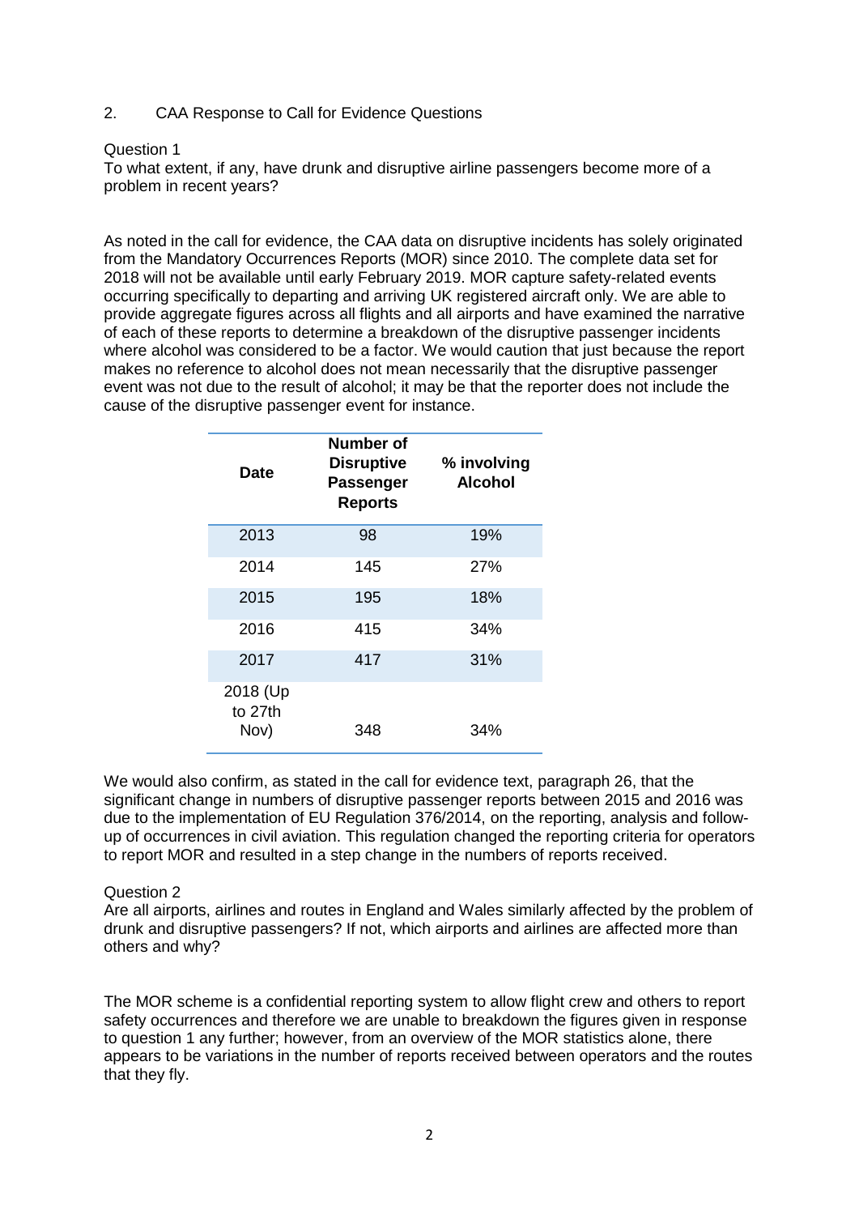## 2. CAA Response to Call for Evidence Questions

Question 1

To what extent, if any, have drunk and disruptive airline passengers become more of a problem in recent years?

As noted in the call for evidence, the CAA data on disruptive incidents has solely originated from the Mandatory Occurrences Reports (MOR) since 2010. The complete data set for 2018 will not be available until early February 2019. MOR capture safety-related events occurring specifically to departing and arriving UK registered aircraft only. We are able to provide aggregate figures across all flights and all airports and have examined the narrative of each of these reports to determine a breakdown of the disruptive passenger incidents where alcohol was considered to be a factor. We would caution that just because the report makes no reference to alcohol does not mean necessarily that the disruptive passenger event was not due to the result of alcohol; it may be that the reporter does not include the cause of the disruptive passenger event for instance.

| Date | Number of Disruptive Passenger Reports | % involving Alcohol |
|---|---|---|
| 2013 | 98 | 19% |
| 2014 | 145 | 27% |
| 2015 | 195 | 18% |
| 2016 | 415 | 34% |
| 2017 | 417 | 31% |
| 2018 (Up to 27th Nov) | 348 | 34% |

We would also confirm, as stated in the call for evidence text, paragraph 26, that the significant change in numbers of disruptive passenger reports between 2015 and 2016 was due to the implementation of EU Regulation 376/2014, on the reporting, analysis and follow-up of occurrences in civil aviation. This regulation changed the reporting criteria for operators to report MOR and resulted in a step change in the numbers of reports received.

Question 2

Are all airports, airlines and routes in England and Wales similarly affected by the problem of drunk and disruptive passengers? If not, which airports and airlines are affected more than others and why?

The MOR scheme is a confidential reporting system to allow flight crew and others to report safety occurrences and therefore we are unable to breakdown the figures given in response to question 1 any further; however, from an overview of the MOR statistics alone, there appears to be variations in the number of reports received between operators and the routes that they fly.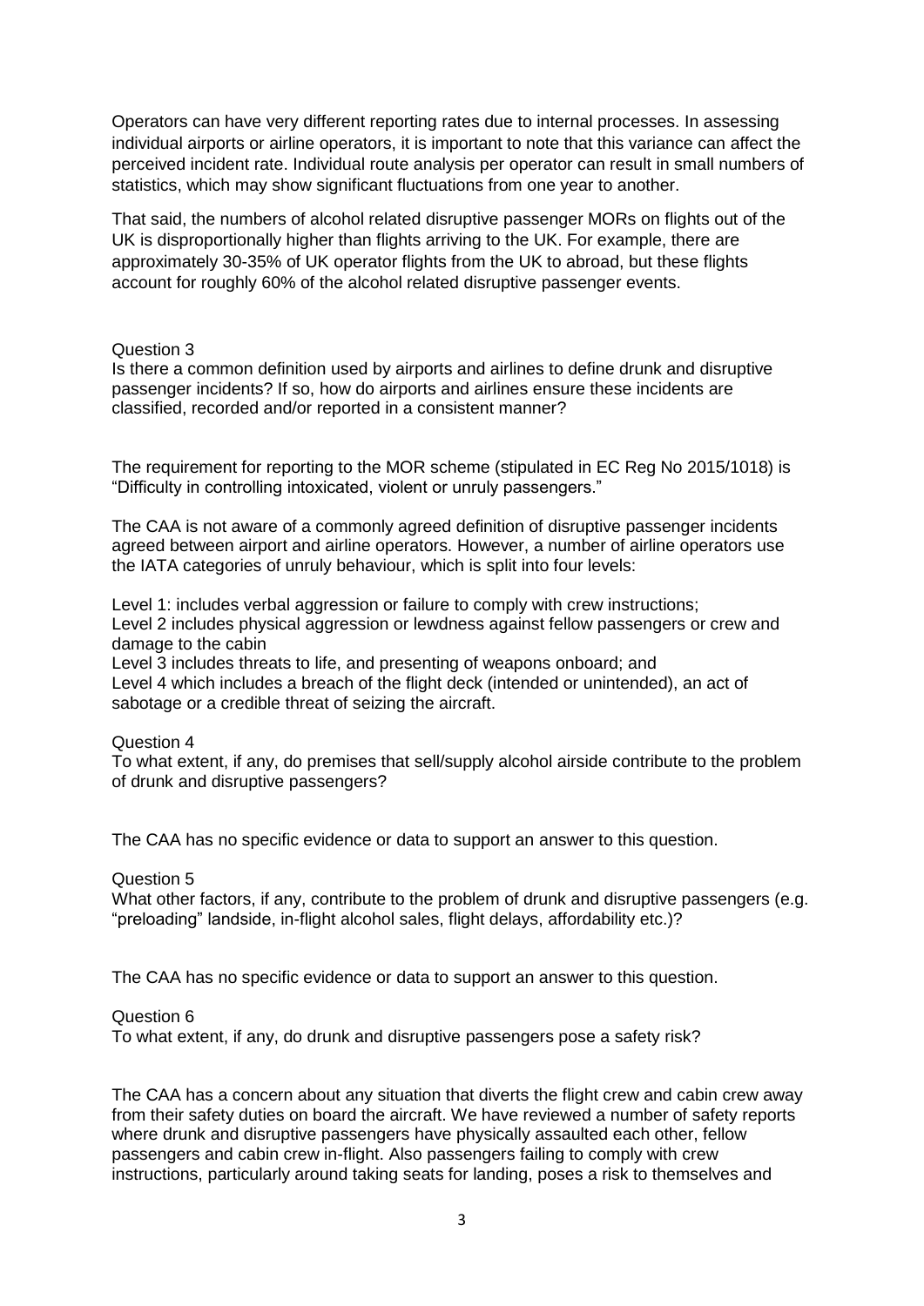Operators can have very different reporting rates due to internal processes. In assessing individual airports or airline operators, it is important to note that this variance can affect the perceived incident rate. Individual route analysis per operator can result in small numbers of statistics, which may show significant fluctuations from one year to another.

That said, the numbers of alcohol related disruptive passenger MORs on flights out of the UK is disproportionally higher than flights arriving to the UK. For example, there are approximately 30-35% of UK operator flights from the UK to abroad, but these flights account for roughly 60% of the alcohol related disruptive passenger events.

Question 3

Is there a common definition used by airports and airlines to define drunk and disruptive passenger incidents? If so, how do airports and airlines ensure these incidents are classified, recorded and/or reported in a consistent manner?

The requirement for reporting to the MOR scheme (stipulated in EC Reg No 2015/1018) is "Difficulty in controlling intoxicated, violent or unruly passengers."

The CAA is not aware of a commonly agreed definition of disruptive passenger incidents agreed between airport and airline operators. However, a number of airline operators use the IATA categories of unruly behaviour, which is split into four levels:

Level 1: includes verbal aggression or failure to comply with crew instructions;
Level 2 includes physical aggression or lewdness against fellow passengers or crew and damage to the cabin
Level 3 includes threats to life, and presenting of weapons onboard; and
Level 4 which includes a breach of the flight deck (intended or unintended), an act of sabotage or a credible threat of seizing the aircraft.

Question 4

To what extent, if any, do premises that sell/supply alcohol airside contribute to the problem of drunk and disruptive passengers?

The CAA has no specific evidence or data to support an answer to this question.

Question 5

What other factors, if any, contribute to the problem of drunk and disruptive passengers (e.g. "preloading" landside, in-flight alcohol sales, flight delays, affordability etc.)?

The CAA has no specific evidence or data to support an answer to this question.

Question 6

To what extent, if any, do drunk and disruptive passengers pose a safety risk?

The CAA has a concern about any situation that diverts the flight crew and cabin crew away from their safety duties on board the aircraft. We have reviewed a number of safety reports where drunk and disruptive passengers have physically assaulted each other, fellow passengers and cabin crew in-flight. Also passengers failing to comply with crew instructions, particularly around taking seats for landing, poses a risk to themselves and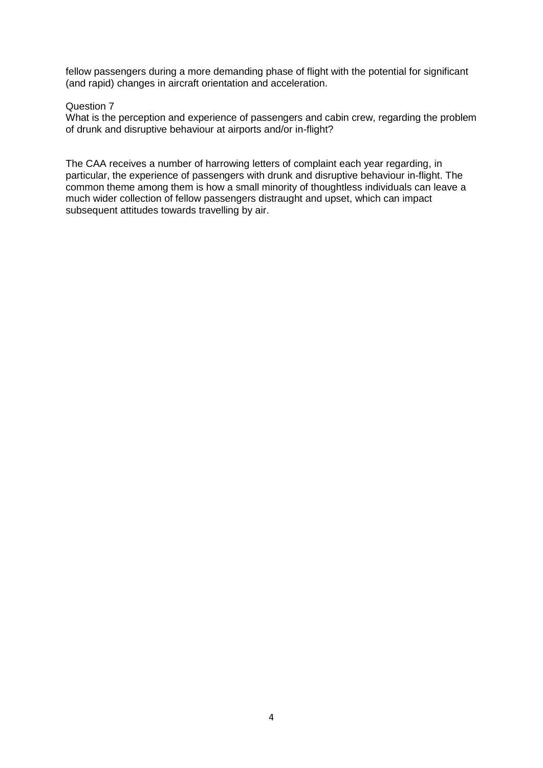fellow passengers during a more demanding phase of flight with the potential for significant (and rapid) changes in aircraft orientation and acceleration.

Question 7
What is the perception and experience of passengers and cabin crew, regarding the problem of drunk and disruptive behaviour at airports and/or in-flight?

The CAA receives a number of harrowing letters of complaint each year regarding, in particular, the experience of passengers with drunk and disruptive behaviour in-flight. The common theme among them is how a small minority of thoughtless individuals can leave a much wider collection of fellow passengers distraught and upset, which can impact subsequent attitudes towards travelling by air.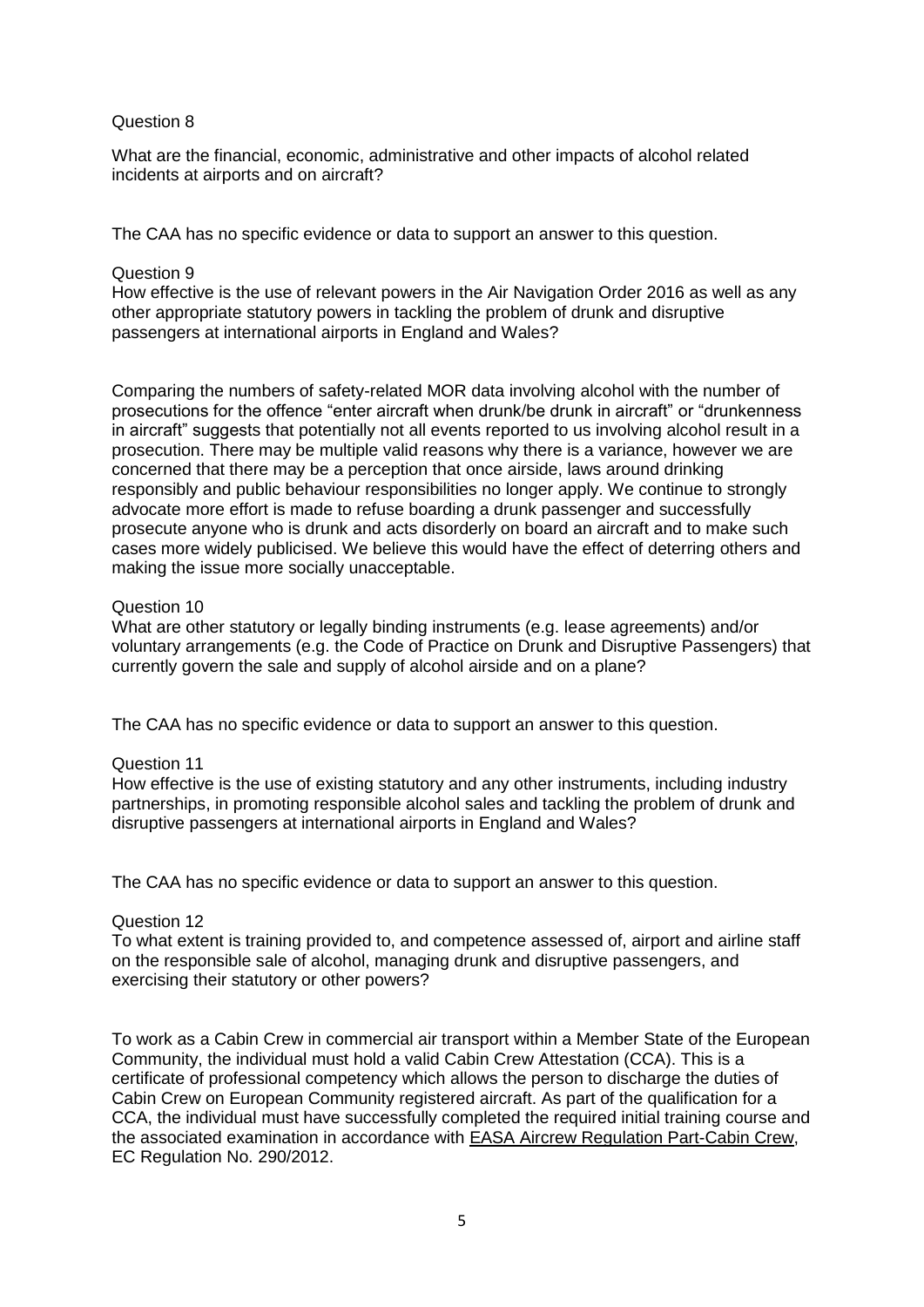Question 8

What are the financial, economic, administrative and other impacts of alcohol related incidents at airports and on aircraft?

The CAA has no specific evidence or data to support an answer to this question.

Question 9

How effective is the use of relevant powers in the Air Navigation Order 2016 as well as any other appropriate statutory powers in tackling the problem of drunk and disruptive passengers at international airports in England and Wales?

Comparing the numbers of safety-related MOR data involving alcohol with the number of prosecutions for the offence "enter aircraft when drunk/be drunk in aircraft" or "drunkenness in aircraft" suggests that potentially not all events reported to us involving alcohol result in a prosecution. There may be multiple valid reasons why there is a variance, however we are concerned that there may be a perception that once airside, laws around drinking responsibly and public behaviour responsibilities no longer apply. We continue to strongly advocate more effort is made to refuse boarding a drunk passenger and successfully prosecute anyone who is drunk and acts disorderly on board an aircraft and to make such cases more widely publicised. We believe this would have the effect of deterring others and making the issue more socially unacceptable.

Question 10

What are other statutory or legally binding instruments (e.g. lease agreements) and/or voluntary arrangements (e.g. the Code of Practice on Drunk and Disruptive Passengers) that currently govern the sale and supply of alcohol airside and on a plane?

The CAA has no specific evidence or data to support an answer to this question.

Question 11

How effective is the use of existing statutory and any other instruments, including industry partnerships, in promoting responsible alcohol sales and tackling the problem of drunk and disruptive passengers at international airports in England and Wales?

The CAA has no specific evidence or data to support an answer to this question.

Question 12

To what extent is training provided to, and competence assessed of, airport and airline staff on the responsible sale of alcohol, managing drunk and disruptive passengers, and exercising their statutory or other powers?

To work as a Cabin Crew in commercial air transport within a Member State of the European Community, the individual must hold a valid Cabin Crew Attestation (CCA). This is a certificate of professional competency which allows the person to discharge the duties of Cabin Crew on European Community registered aircraft. As part of the qualification for a CCA, the individual must have successfully completed the required initial training course and the associated examination in accordance with EASA Aircrew Regulation Part-Cabin Crew, EC Regulation No. 290/2012.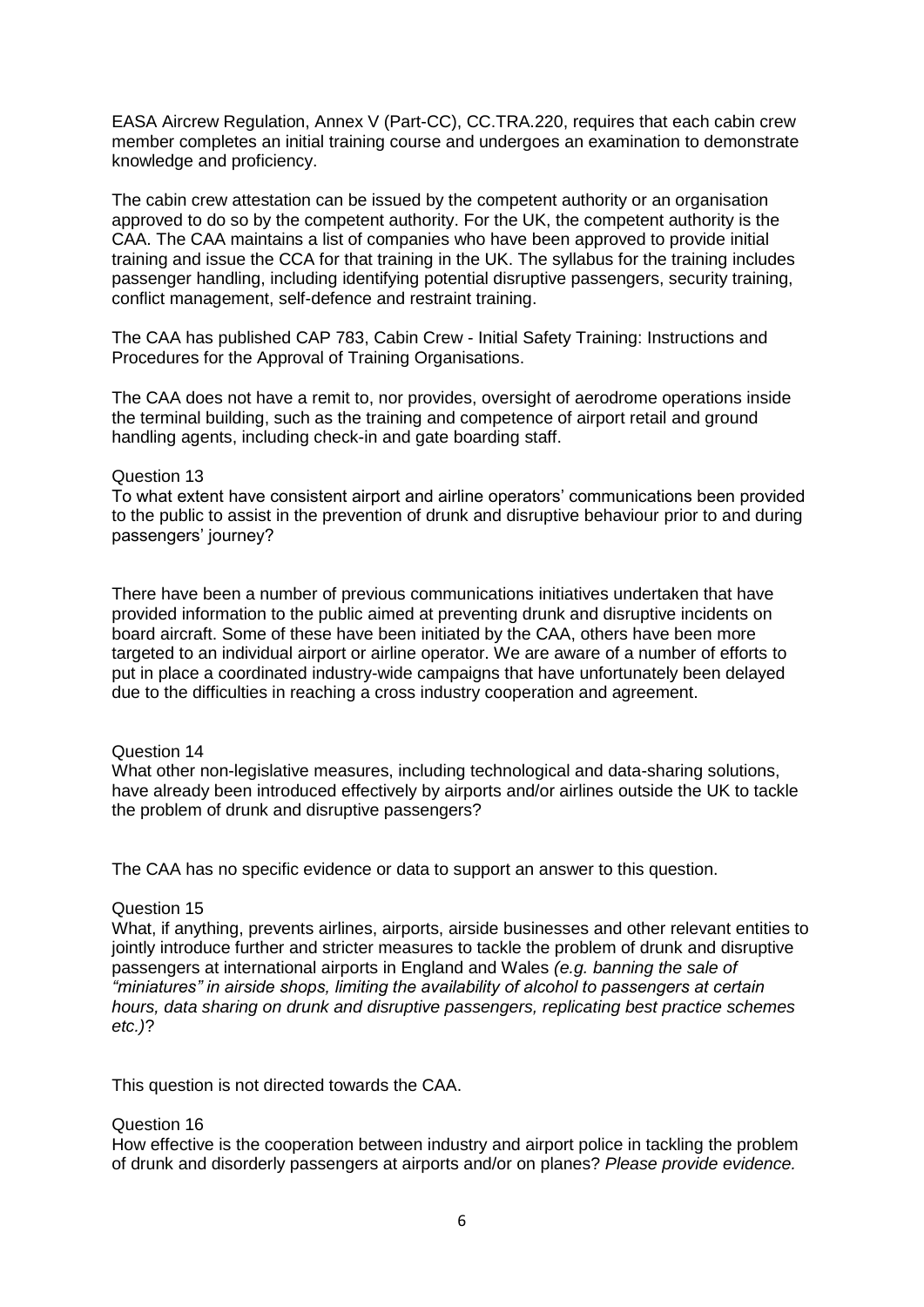EASA Aircrew Regulation, Annex V (Part-CC), CC.TRA.220, requires that each cabin crew member completes an initial training course and undergoes an examination to demonstrate knowledge and proficiency.

The cabin crew attestation can be issued by the competent authority or an organisation approved to do so by the competent authority. For the UK, the competent authority is the CAA. The CAA maintains a list of companies who have been approved to provide initial training and issue the CCA for that training in the UK. The syllabus for the training includes passenger handling, including identifying potential disruptive passengers, security training, conflict management, self-defence and restraint training.

The CAA has published CAP 783, Cabin Crew - Initial Safety Training: Instructions and Procedures for the Approval of Training Organisations.

The CAA does not have a remit to, nor provides, oversight of aerodrome operations inside the terminal building, such as the training and competence of airport retail and ground handling agents, including check-in and gate boarding staff.

Question 13

To what extent have consistent airport and airline operators' communications been provided to the public to assist in the prevention of drunk and disruptive behaviour prior to and during passengers' journey?

There have been a number of previous communications initiatives undertaken that have provided information to the public aimed at preventing drunk and disruptive incidents on board aircraft. Some of these have been initiated by the CAA, others have been more targeted to an individual airport or airline operator. We are aware of a number of efforts to put in place a coordinated industry-wide campaigns that have unfortunately been delayed due to the difficulties in reaching a cross industry cooperation and agreement.

Question 14

What other non-legislative measures, including technological and data-sharing solutions, have already been introduced effectively by airports and/or airlines outside the UK to tackle the problem of drunk and disruptive passengers?

The CAA has no specific evidence or data to support an answer to this question.

Question 15

What, if anything, prevents airlines, airports, airside businesses and other relevant entities to jointly introduce further and stricter measures to tackle the problem of drunk and disruptive passengers at international airports in England and Wales *(e.g. banning the sale of "miniatures" in airside shops, limiting the availability of alcohol to passengers at certain hours, data sharing on drunk and disruptive passengers, replicating best practice schemes etc.)*?

This question is not directed towards the CAA.

Question 16

How effective is the cooperation between industry and airport police in tackling the problem of drunk and disorderly passengers at airports and/or on planes? *Please provide evidence.*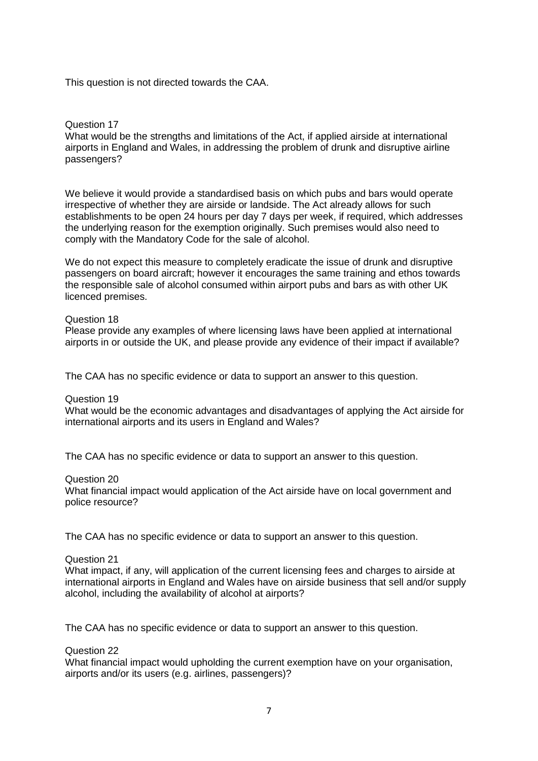This question is not directed towards the CAA.

Question 17
What would be the strengths and limitations of the Act, if applied airside at international airports in England and Wales, in addressing the problem of drunk and disruptive airline passengers?

We believe it would provide a standardised basis on which pubs and bars would operate irrespective of whether they are airside or landside. The Act already allows for such establishments to be open 24 hours per day 7 days per week, if required, which addresses the underlying reason for the exemption originally. Such premises would also need to comply with the Mandatory Code for the sale of alcohol.

We do not expect this measure to completely eradicate the issue of drunk and disruptive passengers on board aircraft; however it encourages the same training and ethos towards the responsible sale of alcohol consumed within airport pubs and bars as with other UK licenced premises.

Question 18
Please provide any examples of where licensing laws have been applied at international airports in or outside the UK, and please provide any evidence of their impact if available?

The CAA has no specific evidence or data to support an answer to this question.

Question 19
What would be the economic advantages and disadvantages of applying the Act airside for international airports and its users in England and Wales?

The CAA has no specific evidence or data to support an answer to this question.

Question 20
What financial impact would application of the Act airside have on local government and police resource?

The CAA has no specific evidence or data to support an answer to this question.

Question 21
What impact, if any, will application of the current licensing fees and charges to airside at international airports in England and Wales have on airside business that sell and/or supply alcohol, including the availability of alcohol at airports?

The CAA has no specific evidence or data to support an answer to this question.

Question 22
What financial impact would upholding the current exemption have on your organisation, airports and/or its users (e.g. airlines, passengers)?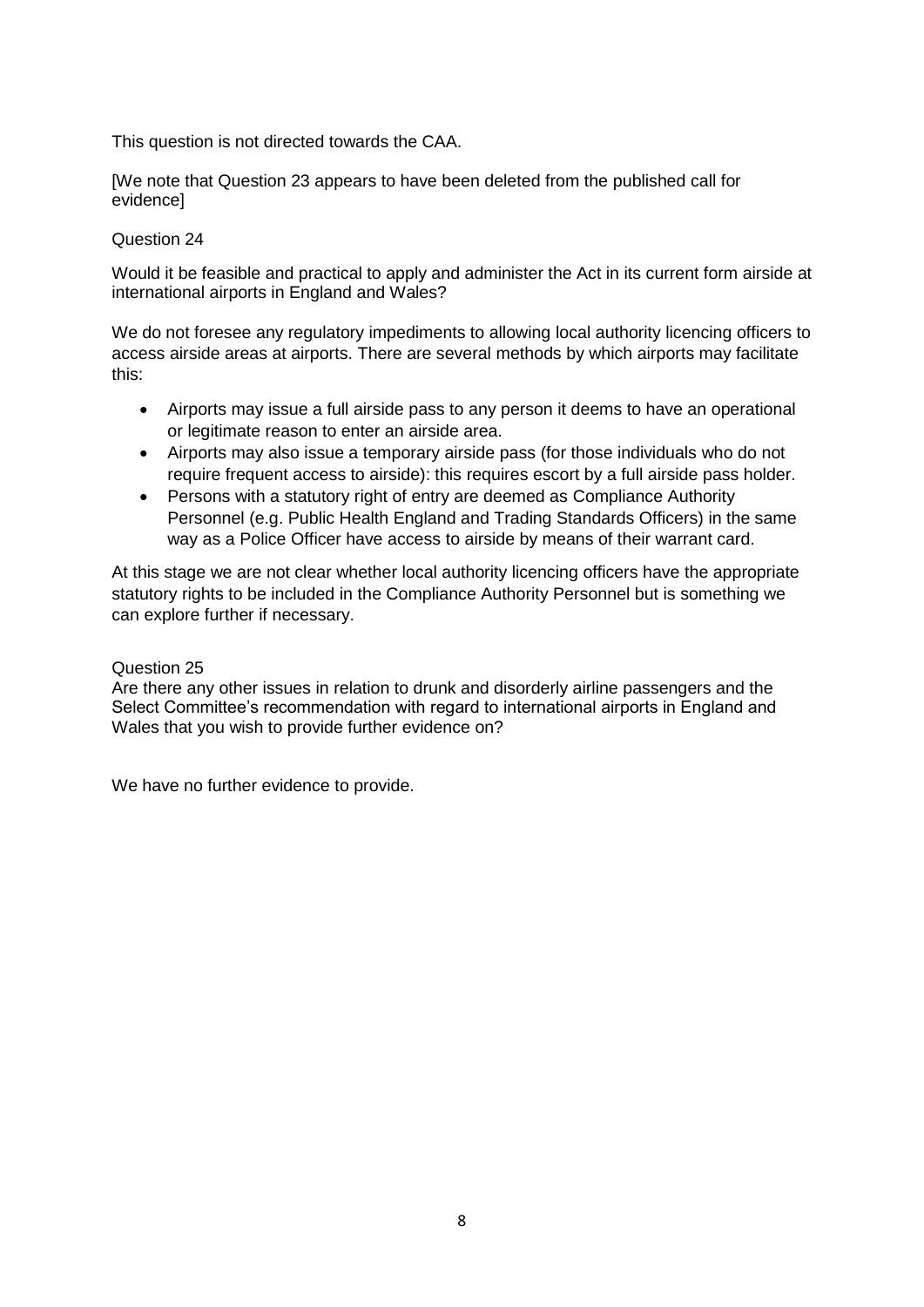This question is not directed towards the CAA.

[We note that Question 23 appears to have been deleted from the published call for evidence]

Question 24

Would it be feasible and practical to apply and administer the Act in its current form airside at international airports in England and Wales?

We do not foresee any regulatory impediments to allowing local authority licencing officers to access airside areas at airports. There are several methods by which airports may facilitate this:

- Airports may issue a full airside pass to any person it deems to have an operational or legitimate reason to enter an airside area.
- Airports may also issue a temporary airside pass (for those individuals who do not require frequent access to airside): this requires escort by a full airside pass holder.
- Persons with a statutory right of entry are deemed as Compliance Authority Personnel (e.g. Public Health England and Trading Standards Officers) in the same way as a Police Officer have access to airside by means of their warrant card.

At this stage we are not clear whether local authority licencing officers have the appropriate statutory rights to be included in the Compliance Authority Personnel but is something we can explore further if necessary.

Question 25

Are there any other issues in relation to drunk and disorderly airline passengers and the Select Committee's recommendation with regard to international airports in England and Wales that you wish to provide further evidence on?

We have no further evidence to provide.